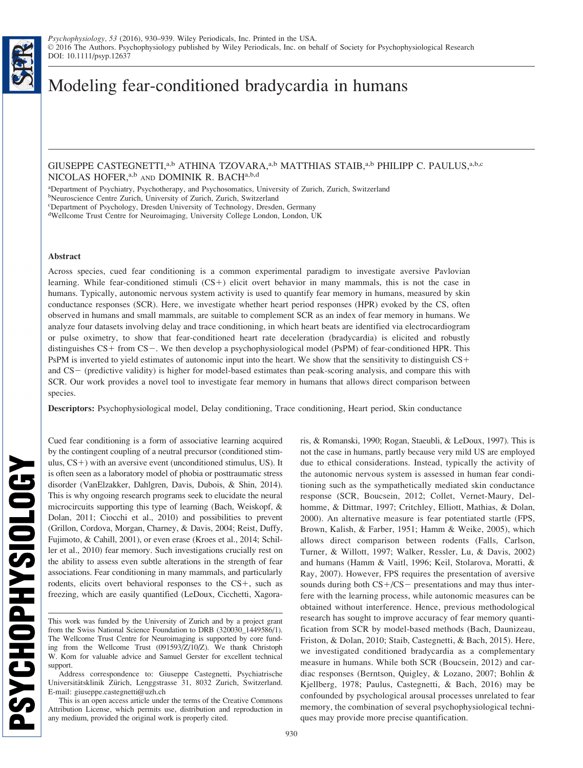# Modeling fear-conditioned bradycardia in humans

GIUSEPPE CASTEGNETTI,[a,b] ATHINA TZOVARA,[a,b] MATTHIAS STAIB,[a,b] PHILIPP C. PAULUS,[a,b,c] NICOLAS HOFER,[a,b] AND DOMINIK R. BACH[a,b,d]

[a]Department of Psychiatry, Psychotherapy, and Psychosomatics, University of Zurich, Zurich, Switzerland
[b]Neuroscience Centre Zurich, University of Zurich, Zurich, Switzerland
[c]Department of Psychology, Dresden University of Technology, Dresden, Germany
[d]Wellcome Trust Centre for Neuroimaging, University College London, London, UK

## Abstract

Across species, cued fear conditioning is a common experimental paradigm to investigate aversive Pavlovian learning. While fear-conditioned stimuli (CS+) elicit overt behavior in many mammals, this is not the case in humans. Typically, autonomic nervous system activity is used to quantify fear memory in humans, measured by skin conductance responses (SCR). Here, we investigate whether heart period responses (HPR) evoked by the CS, often observed in humans and small mammals, are suitable to complement SCR as an index of fear memory in humans. We analyze four datasets involving delay and trace conditioning, in which heart beats are identified via electrocardiogram or pulse oximetry, to show that fear-conditioned heart rate deceleration (bradycardia) is elicited and robustly distinguishes CS+ from CS−. We then develop a psychophysiological model (PsPM) of fear-conditioned HPR. This PsPM is inverted to yield estimates of autonomic input into the heart. We show that the sensitivity to distinguish CS+ and CS− (predictive validity) is higher for model-based estimates than peak-scoring analysis, and compare this with SCR. Our work provides a novel tool to investigate fear memory in humans that allows direct comparison between species.

**Descriptors:** Psychophysiological model, Delay conditioning, Trace conditioning, Heart period, Skin conductance

Cued fear conditioning is a form of associative learning acquired by the contingent coupling of a neutral precursor (conditioned stimulus, CS+) with an aversive event (unconditioned stimulus, US). It is often seen as a laboratory model of phobia or posttraumatic stress disorder (VanElzakker, Dahlgren, Davis, Dubois, & Shin, 2014). This is why ongoing research programs seek to elucidate the neural microcircuits supporting this type of learning (Bach, Weiskopf, & Dolan, 2011; Ciocchi et al., 2010) and possibilities to prevent (Grillon, Cordova, Morgan, Charney, & Davis, 2004; Reist, Duffy, Fujimoto, & Cahill, 2001), or even erase (Kroes et al., 2014; Schiller et al., 2010) fear memory. Such investigations crucially rest on the ability to assess even subtle alterations in the strength of fear associations. Fear conditioning in many mammals, and particularly rodents, elicits overt behavioral responses to the CS+, such as freezing, which are easily quantified (LeDoux, Cicchetti, Xagoraris, & Romanski, 1990; Rogan, Staeubli, & LeDoux, 1997). This is not the case in humans, partly because very mild US are employed due to ethical considerations. Instead, typically the activity of the autonomic nervous system is assessed in human fear conditioning such as the sympathetically mediated skin conductance response (SCR, Boucsein, 2012; Collet, Vernet-Maury, Delhomme, & Dittmar, 1997; Critchley, Elliott, Mathias, & Dolan, 2000). An alternative measure is fear potentiated startle (FPS, Brown, Kalish, & Farber, 1951; Hamm & Weike, 2005), which allows direct comparison between rodents (Falls, Carlson, Turner, & Willott, 1997; Walker, Ressler, Lu, & Davis, 2002) and humans (Hamm & Vaitl, 1996; Keil, Stolarova, Moratti, & Ray, 2007). However, FPS requires the presentation of aversive sounds during both CS+/CS− presentations and may thus interfere with the learning process, while autonomic measures can be obtained without interference. Hence, previous methodological research has sought to improve accuracy of fear memory quantification from SCR by model-based methods (Bach, Daunizeau, Friston, & Dolan, 2010; Staib, Castegnetti, & Bach, 2015). Here, we investigated conditioned bradycardia as a complementary measure in humans. While both SCR (Boucsein, 2012) and cardiac responses (Berntson, Quigley, & Lozano, 2007; Bohlin & Kjellberg, 1978; Paulus, Castegnetti, & Bach, 2016) may be confounded by psychological arousal processes unrelated to fear memory, the combination of several psychophysiological techniques may provide more precise quantification.

This work was funded by the University of Zurich and by a project grant from the Swiss National Science Foundation to DRB (320030_1449586/1). The Wellcome Trust Centre for Neuroimaging is supported by core funding from the Wellcome Trust (091593/Z/10/Z). We thank Christoph W. Korn for valuable advice and Samuel Gerster for excellent technical support.

Address correspondence to: Giuseppe Castegnetti, Psychiatrische Universitätsklinik Zürich, Lenggstrasse 31, 8032 Zurich, Switzerland. E-mail: giuseppe.castegnetti@uzh.ch

This is an open access article under the terms of the Creative Commons Attribution License, which permits use, distribution and reproduction in any medium, provided the original work is properly cited.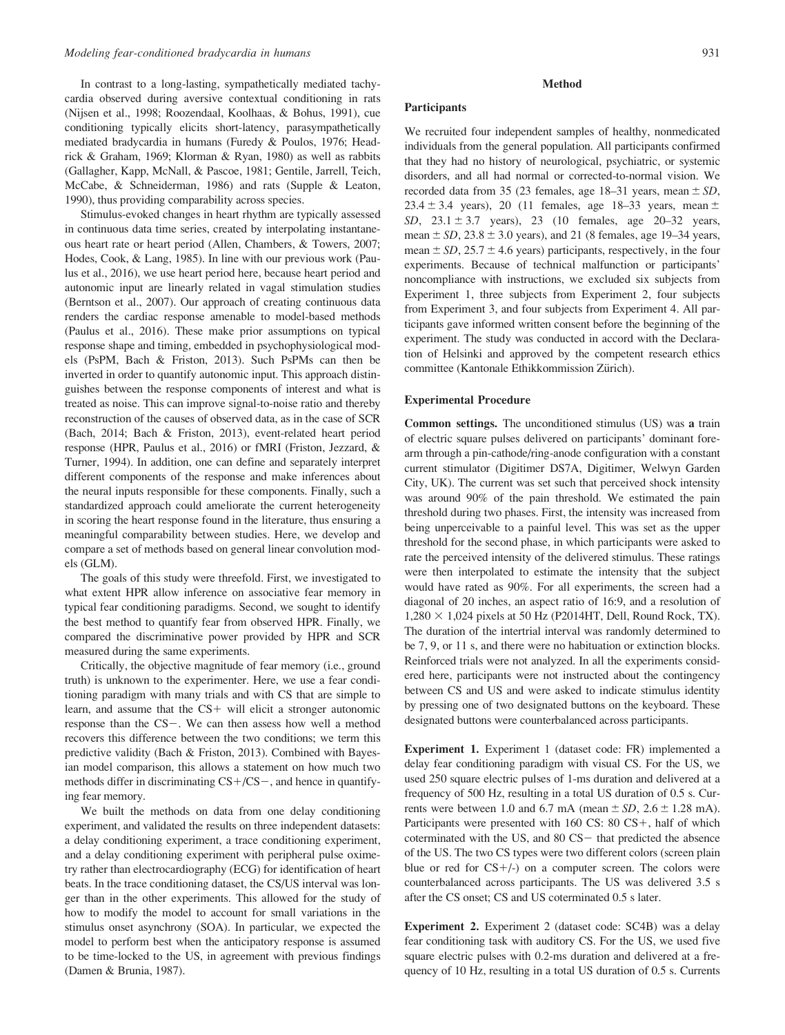In contrast to a long-lasting, sympathetically mediated tachycardia observed during aversive contextual conditioning in rats (Nijsen et al., 1998; Roozendaal, Koolhaas, & Bohus, 1991), cue conditioning typically elicits short-latency, parasympathetically mediated bradycardia in humans (Furedy & Poulos, 1976; Headrick & Graham, 1969; Klorman & Ryan, 1980) as well as rabbits (Gallagher, Kapp, McNall, & Pascoe, 1981; Gentile, Jarrell, Teich, McCabe, & Schneiderman, 1986) and rats (Supple & Leaton, 1990), thus providing comparability across species.

Stimulus-evoked changes in heart rhythm are typically assessed in continuous data time series, created by interpolating instantaneous heart rate or heart period (Allen, Chambers, & Towers, 2007; Hodes, Cook, & Lang, 1985). In line with our previous work (Paulus et al., 2016), we use heart period here, because heart period and autonomic input are linearly related in vagal stimulation studies (Berntson et al., 2007). Our approach of creating continuous data renders the cardiac response amenable to model-based methods (Paulus et al., 2016). These make prior assumptions on typical response shape and timing, embedded in psychophysiological models (PsPM, Bach & Friston, 2013). Such PsPMs can then be inverted in order to quantify autonomic input. This approach distinguishes between the response components of interest and what is treated as noise. This can improve signal-to-noise ratio and thereby reconstruction of the causes of observed data, as in the case of SCR (Bach, 2014; Bach & Friston, 2013), event-related heart period response (HPR, Paulus et al., 2016) or fMRI (Friston, Jezzard, & Turner, 1994). In addition, one can define and separately interpret different components of the response and make inferences about the neural inputs responsible for these components. Finally, such a standardized approach could ameliorate the current heterogeneity in scoring the heart response found in the literature, thus ensuring a meaningful comparability between studies. Here, we develop and compare a set of methods based on general linear convolution models (GLM).

The goals of this study were threefold. First, we investigated to what extent HPR allow inference on associative fear memory in typical fear conditioning paradigms. Second, we sought to identify the best method to quantify fear from observed HPR. Finally, we compared the discriminative power provided by HPR and SCR measured during the same experiments.

Critically, the objective magnitude of fear memory (i.e., ground truth) is unknown to the experimenter. Here, we use a fear conditioning paradigm with many trials and with CS that are simple to learn, and assume that the CS+ will elicit a stronger autonomic response than the CS−. We can then assess how well a method recovers this difference between the two conditions; we term this predictive validity (Bach & Friston, 2013). Combined with Bayesian model comparison, this allows a statement on how much two methods differ in discriminating CS+/CS−, and hence in quantifying fear memory.

We built the methods on data from one delay conditioning experiment, and validated the results on three independent datasets: a delay conditioning experiment, a trace conditioning experiment, and a delay conditioning experiment with peripheral pulse oximetry rather than electrocardiography (ECG) for identification of heart beats. In the trace conditioning dataset, the CS/US interval was longer than in the other experiments. This allowed for the study of how to modify the model to account for small variations in the stimulus onset asynchrony (SOA). In particular, we expected the model to perform best when the anticipatory response is assumed to be time-locked to the US, in agreement with previous findings (Damen & Brunia, 1987).

## Method

### Participants

We recruited four independent samples of healthy, nonmedicated individuals from the general population. All participants confirmed that they had no history of neurological, psychiatric, or systemic disorders, and all had normal or corrected-to-normal vision. We recorded data from 35 (23 females, age 18–31 years, mean ± *SD*, 23.4 ± 3.4 years), 20 (11 females, age 18–33 years, mean ± *SD*, 23.1 ± 3.7 years), 23 (10 females, age 20–32 years, mean ± *SD*, 23.8 ± 3.0 years), and 21 (8 females, age 19–34 years, mean ± *SD*, 25.7 ± 4.6 years) participants, respectively, in the four experiments. Because of technical malfunction or participants' noncompliance with instructions, we excluded six subjects from Experiment 1, three subjects from Experiment 2, four subjects from Experiment 3, and four subjects from Experiment 4. All participants gave informed written consent before the beginning of the experiment. The study was conducted in accord with the Declaration of Helsinki and approved by the competent research ethics committee (Kantonale Ethikkommission Zürich).

### Experimental Procedure

**Common settings.** The unconditioned stimulus (US) was a train of electric square pulses delivered on participants' dominant forearm through a pin-cathode/ring-anode configuration with a constant current stimulator (Digitimer DS7A, Digitimer, Welwyn Garden City, UK). The current was set such that perceived shock intensity was around 90% of the pain threshold. We estimated the pain threshold during two phases. First, the intensity was increased from being unperceivable to a painful level. This was set as the upper threshold for the second phase, in which participants were asked to rate the perceived intensity of the delivered stimulus. These ratings were then interpolated to estimate the intensity that the subject would have rated as 90%. For all experiments, the screen had a diagonal of 20 inches, an aspect ratio of 16:9, and a resolution of 1,280 × 1,024 pixels at 50 Hz (P2014HT, Dell, Round Rock, TX). The duration of the intertrial interval was randomly determined to be 7, 9, or 11 s, and there were no habituation or extinction blocks. Reinforced trials were not analyzed. In all the experiments considered here, participants were not instructed about the contingency between CS and US and were asked to indicate stimulus identity by pressing one of two designated buttons on the keyboard. These designated buttons were counterbalanced across participants.

**Experiment 1.** Experiment 1 (dataset code: FR) implemented a delay fear conditioning paradigm with visual CS. For the US, we used 250 square electric pulses of 1-ms duration and delivered at a frequency of 500 Hz, resulting in a total US duration of 0.5 s. Currents were between 1.0 and 6.7 mA (mean ± *SD*, 2.6 ± 1.28 mA). Participants were presented with 160 CS: 80 CS+, half of which coterminated with the US, and 80 CS− that predicted the absence of the US. The two CS types were two different colors (screen plain blue or red for CS+/-) on a computer screen. The colors were counterbalanced across participants. The US was delivered 3.5 s after the CS onset; CS and US coterminated 0.5 s later.

**Experiment 2.** Experiment 2 (dataset code: SC4B) was a delay fear conditioning task with auditory CS. For the US, we used five square electric pulses with 0.2-ms duration and delivered at a frequency of 10 Hz, resulting in a total US duration of 0.5 s. Currents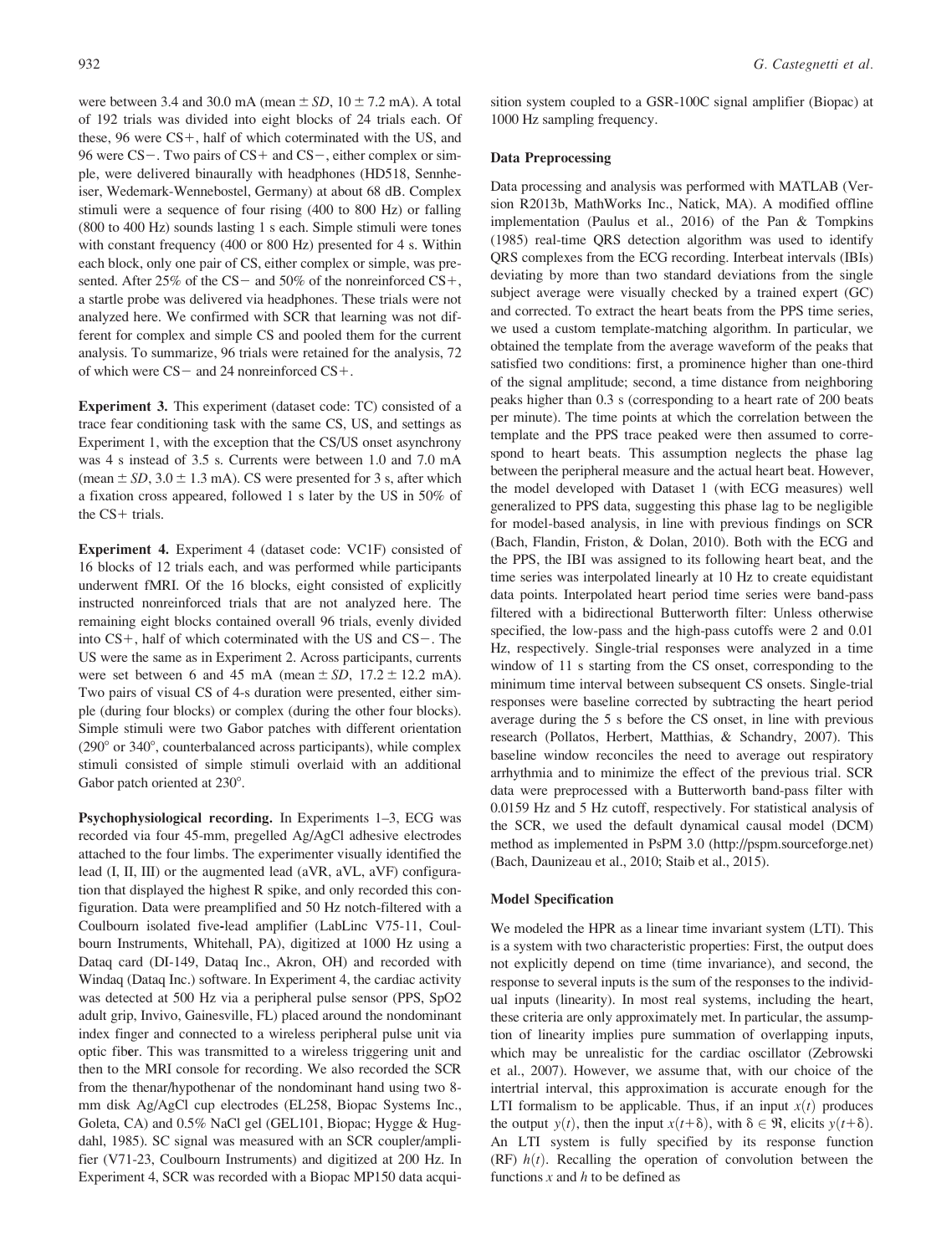were between 3.4 and 30.0 mA (mean ± *SD*, 10 ± 7.2 mA). A total of 192 trials was divided into eight blocks of 24 trials each. Of these, 96 were CS+, half of which coterminated with the US, and 96 were CS−. Two pairs of CS+ and CS−, either complex or simple, were delivered binaurally with headphones (HD518, Sennheiser, Wedemark-Wennebostel, Germany) at about 68 dB. Complex stimuli were a sequence of four rising (400 to 800 Hz) or falling (800 to 400 Hz) sounds lasting 1 s each. Simple stimuli were tones with constant frequency (400 or 800 Hz) presented for 4 s. Within each block, only one pair of CS, either complex or simple, was presented. After 25% of the CS− and 50% of the nonreinforced CS+, a startle probe was delivered via headphones. These trials were not analyzed here. We confirmed with SCR that learning was not different for complex and simple CS and pooled them for the current analysis. To summarize, 96 trials were retained for the analysis, 72 of which were CS− and 24 nonreinforced CS+.

**Experiment 3.** This experiment (dataset code: TC) consisted of a trace fear conditioning task with the same CS, US, and settings as Experiment 1, with the exception that the CS/US onset asynchrony was 4 s instead of 3.5 s. Currents were between 1.0 and 7.0 mA (mean ± *SD*, 3.0 ± 1.3 mA). CS were presented for 3 s, after which a fixation cross appeared, followed 1 s later by the US in 50% of the CS+ trials.

**Experiment 4.** Experiment 4 (dataset code: VC1F) consisted of 16 blocks of 12 trials each, and was performed while participants underwent fMRI. Of the 16 blocks, eight consisted of explicitly instructed nonreinforced trials that are not analyzed here. The remaining eight blocks contained overall 96 trials, evenly divided into CS+, half of which coterminated with the US and CS−. The US were the same as in Experiment 2. Across participants, currents were set between 6 and 45 mA (mean ± *SD*, 17.2 ± 12.2 mA). Two pairs of visual CS of 4-s duration were presented, either simple (during four blocks) or complex (during the other four blocks). Simple stimuli were two Gabor patches with different orientation (290° or 340°, counterbalanced across participants), while complex stimuli consisted of simple stimuli overlaid with an additional Gabor patch oriented at 230°.

**Psychophysiological recording.** In Experiments 1–3, ECG was recorded via four 45-mm, pregelled Ag/AgCl adhesive electrodes attached to the four limbs. The experimenter visually identified the lead (I, II, III) or the augmented lead (aVR, aVL, aVF) configuration that displayed the highest R spike, and only recorded this configuration. Data were preamplified and 50 Hz notch-filtered with a Coulbourn isolated five-lead amplifier (LabLinc V75-11, Coulbourn Instruments, Whitehall, PA), digitized at 1000 Hz using a Dataq card (DI-149, Dataq Inc., Akron, OH) and recorded with Windaq (Dataq Inc.) software. In Experiment 4, the cardiac activity was detected at 500 Hz via a peripheral pulse sensor (PPS, SpO2 adult grip, Invivo, Gainesville, FL) placed around the nondominant index finger and connected to a wireless peripheral pulse unit via optic fiber. This was transmitted to a wireless triggering unit and then to the MRI console for recording. We also recorded the SCR from the thenar/hypothenar of the nondominant hand using two 8-mm disk Ag/AgCl cup electrodes (EL258, Biopac Systems Inc., Goleta, CA) and 0.5% NaCl gel (GEL101, Biopac; Hygge & Hugdahl, 1985). SC signal was measured with an SCR coupler/amplifier (V71-23, Coulbourn Instruments) and digitized at 200 Hz. In Experiment 4, SCR was recorded with a Biopac MP150 data acquisition system coupled to a GSR-100C signal amplifier (Biopac) at 1000 Hz sampling frequency.

### Data Preprocessing

Data processing and analysis was performed with MATLAB (Version R2013b, MathWorks Inc., Natick, MA). A modified offline implementation (Paulus et al., 2016) of the Pan & Tompkins (1985) real-time QRS detection algorithm was used to identify QRS complexes from the ECG recording. Interbeat intervals (IBIs) deviating by more than two standard deviations from the single subject average were visually checked by a trained expert (GC) and corrected. To extract the heart beats from the PPS time series, we used a custom template-matching algorithm. In particular, we obtained the template from the average waveform of the peaks that satisfied two conditions: first, a prominence higher than one-third of the signal amplitude; second, a time distance from neighboring peaks higher than 0.3 s (corresponding to a heart rate of 200 beats per minute). The time points at which the correlation between the template and the PPS trace peaked were then assumed to correspond to heart beats. This assumption neglects the phase lag between the peripheral measure and the actual heart beat. However, the model developed with Dataset 1 (with ECG measures) well generalized to PPS data, suggesting this phase lag to be negligible for model-based analysis, in line with previous findings on SCR (Bach, Flandin, Friston, & Dolan, 2010). Both with the ECG and the PPS, the IBI was assigned to its following heart beat, and the time series was interpolated linearly at 10 Hz to create equidistant data points. Interpolated heart period time series were band-pass filtered with a bidirectional Butterworth filter: Unless otherwise specified, the low-pass and the high-pass cutoffs were 2 and 0.01 Hz, respectively. Single-trial responses were analyzed in a time window of 11 s starting from the CS onset, corresponding to the minimum time interval between subsequent CS onsets. Single-trial responses were baseline corrected by subtracting the heart period average during the 5 s before the CS onset, in line with previous research (Pollatos, Herbert, Matthias, & Schandry, 2007). This baseline window reconciles the need to average out respiratory arrhythmia and to minimize the effect of the previous trial. SCR data were preprocessed with a Butterworth band-pass filter with 0.0159 Hz and 5 Hz cutoff, respectively. For statistical analysis of the SCR, we used the detailed dynamical causal model (DCM) method as implemented in PsPM 3.0 (http://pspm.sourceforge.net) (Bach, Daunizeau et al., 2010; Staib et al., 2015).

### Model Specification

We modeled the HPR as a linear time invariant system (LTI). This is a system with two characteristic properties: First, the output does not explicitly depend on time (time invariance), and second, the response to several inputs is the sum of the responses to the individual inputs (linearity). In most real systems, including the heart, these criteria are only approximately met. In particular, the assumption of linearity implies pure summation of overlapping inputs, which may be unrealistic for the cardiac oscillator (Zebrowski et al., 2007). However, we assume that, with our choice of the intertrial interval, this approximation is accurate enough for the LTI formalism to be applicable. Thus, if an input $x(t)$ produces the output $y(t)$, then the input $x(t+\delta)$, with $\delta \in \Re$, elicits $y(t+\delta)$. An LTI system is fully specified by its response function (RF) $h(t)$. Recalling the operation of convolution between the functions $x$ and $h$ to be defined as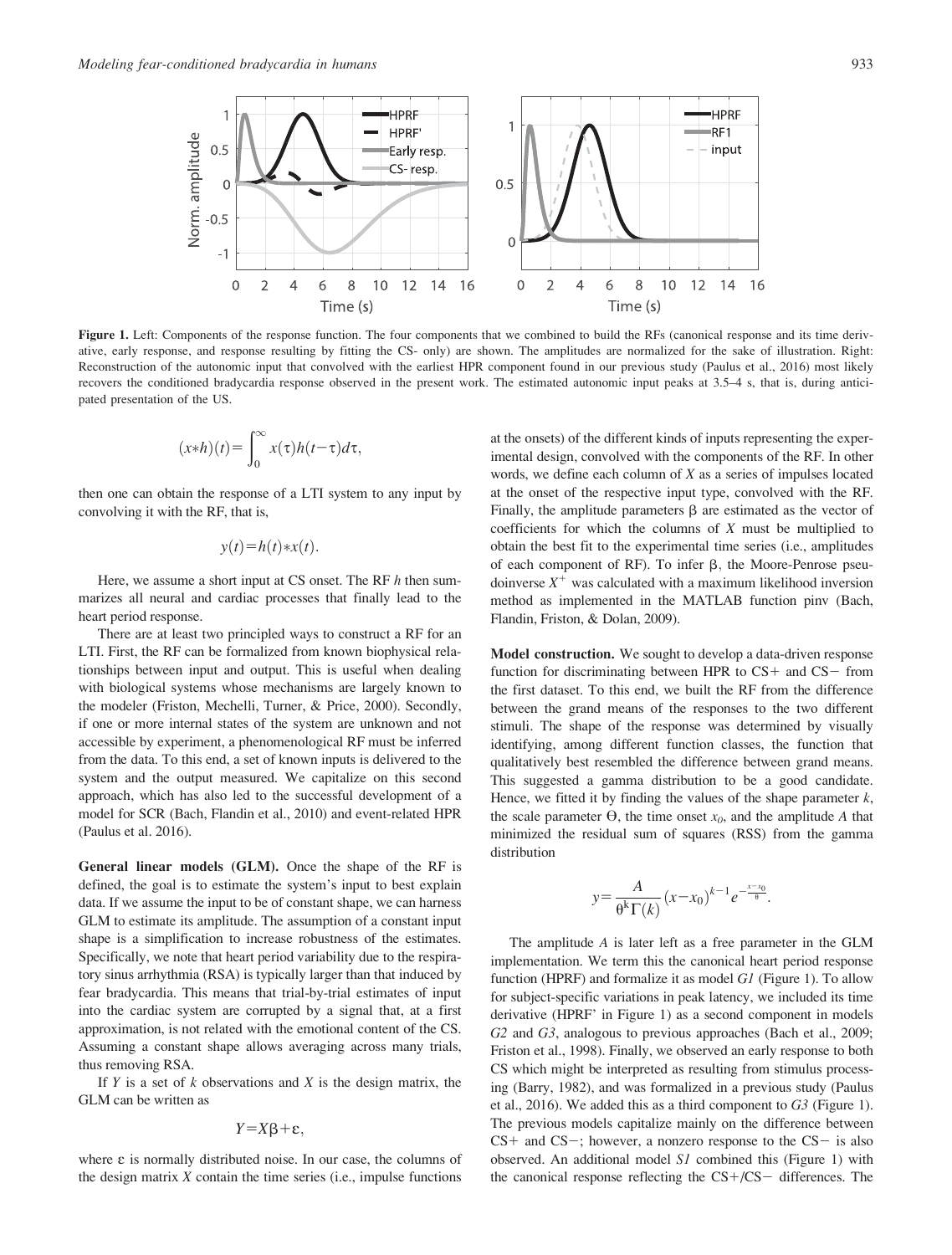**Figure 1.** Left: Components of the response function. The four components that we combined to build the RFs (canonical response and its time derivative, early response, and response resulting by fitting the CS− only) are shown. The amplitudes are normalized for the sake of illustration. Right: Reconstruction of the autonomic input that convolved with the earliest HPR component found in our previous study (Paulus et al., 2016) most likely recovers the conditioned bradycardia response observed in the present work. The estimated autonomic input peaks at 3.5–4 s, that is, during anticipated presentation of the US.

$$(x*h)(t) = \int_0^\infty x(\tau)h(t-\tau)d\tau,$$

then one can obtain the response of a LTI system to any input by convolving it with the RF, that is,

$$y(t) = h(t)*x(t).$$

Here, we assume a short input at CS onset. The RF $h$ then summarizes all neural and cardiac processes that finally lead to the heart period response.

There are at least two principled ways to construct a RF for an LTI. First, the RF can be formalized from known biophysical relationships between input and output. This is useful when dealing with biological systems whose mechanisms are largely known to the modeler (Friston, Mechelli, Turner, & Price, 2000). Secondly, if one or more internal states of the system are unknown and not accessible by experiment, a phenomenological RF must be inferred from the data. To this end, a set of known inputs is delivered to the system and the output measured. We capitalize on this second approach, which has also led to the successful development of a model for SCR (Bach, Flandin et al., 2010) and event-related HPR (Paulus et al. 2016).

**General linear models (GLM).** Once the shape of the RF is defined, the goal is to estimate the system's input to best explain data. If we assume the input to be of constant shape, we can harness GLM to estimate its amplitude. The assumption of a constant input shape is a simplification to increase robustness of the estimates. Specifically, we note that heart period variability due to the respiratory sinus arrhythmia (RSA) is typically larger than that induced by fear bradycardia. This means that trial-by-trial estimates of input into the cardiac system are corrupted by a signal that, at a first approximation, is not related with the emotional content of the CS. Assuming a constant shape allows averaging across many trials, thus removing RSA.

If $Y$ is a set of $k$ observations and $X$ is the design matrix, the GLM can be written as

$$Y = X\beta + \varepsilon,$$

where $\varepsilon$ is normally distributed noise. In our case, the columns of the design matrix $X$ contain the time series (i.e., impulse functions at the onsets) of the different kinds of inputs representing the experimental design, convolved with the components of the RF. In other words, we define each column of $X$ as a series of impulses located at the onset of the respective input type, convolved with the RF. Finally, the amplitude parameters $\beta$ are estimated as the vector of coefficients for which the columns of $X$ must be multiplied to obtain the best fit to the experimental time series (i.e., amplitudes of each component of RF). To infer $\beta$, the Moore-Penrose pseudoinverse $X^+$ was calculated with a maximum likelihood inversion method as implemented in the MATLAB function pinv (Bach, Flandin, Friston, & Dolan, 2009).

**Model construction.** We sought to develop a data-driven response function for discriminating between HPR to CS+ and CS− from the first dataset. To this end, we built the RF from the difference between the grand means of the responses to the two different stimuli. The shape of the response was determined by visually identifying, among different function classes, the function that qualitatively best resembled the difference between grand means. This suggested a gamma distribution to be a good candidate. Hence, we fitted it by finding the values of the shape parameter $k$, the scale parameter $\Theta$, the time onset $x_0$, and the amplitude $A$ that minimized the residual sum of squares (RSS) from the gamma distribution

$$y = \frac{A}{\theta^k \Gamma(k)} (x - x_0)^{k-1} e^{-\frac{x - x_0}{\theta}}.$$

The amplitude $A$ is later left as a free parameter in the GLM implementation. We term this the canonical heart period response function (HPRF) and formalize it as model *G1* (Figure 1). To allow for subject-specific variations in peak latency, we included its time derivative (HPRF' in Figure 1) as a second component in models *G2* and *G3*, analogous to previous approaches (Bach et al., 2009; Friston et al., 1998). Finally, we observed an early response to both CS which might be interpreted as resulting from stimulus processing (Barry, 1982), and was formalized in a previous study (Paulus et al., 2016). We added this as a third component to *G3* (Figure 1). The previous models capitalize mainly on the difference between CS+ and CS−; however, a nonzero response to the CS− is also observed. An additional model *S1* combined this (Figure 1) with the canonical response reflecting the CS+/CS− differences. The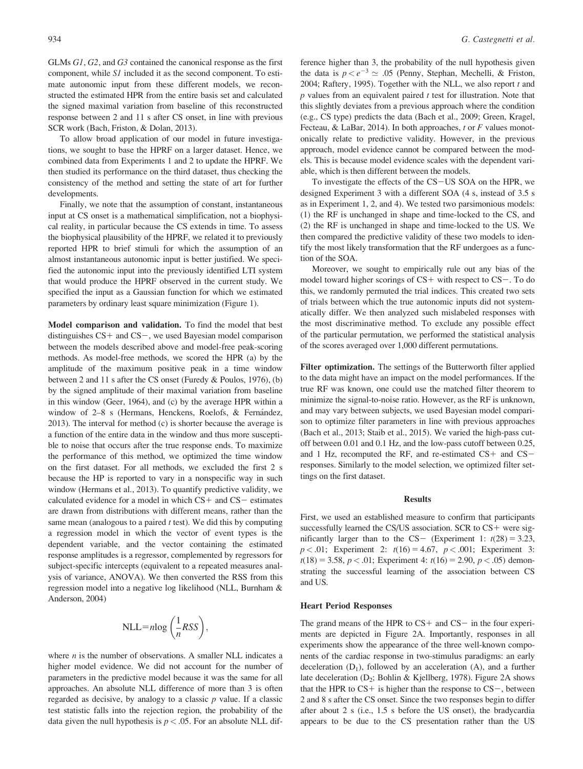GLMs *G1*, *G2*, and *G3* contained the canonical response as the first component, while *S1* included it as the second component. To estimate autonomic input from these different models, we reconstructed the estimated HPR from the entire basis set and calculated the signed maximal variation from baseline of this reconstructed response between 2 and 11 s after CS onset, in line with previous SCR work (Bach, Friston, & Dolan, 2013).

To allow broad application of our model in future investigations, we sought to base the HPRF on a larger dataset. Hence, we combined data from Experiments 1 and 2 to update the HPRF. We then studied its performance on the third dataset, thus checking the consistency of the method and setting the state of art for further developments.

Finally, we note that the assumption of constant, instantaneous input at CS onset is a mathematical simplification, not a biophysical reality, in particular because the CS extends in time. To assess the biophysical plausibility of the HPRF, we related it to previously reported HPR to brief stimuli for which the assumption of an almost instantaneous autonomic input is better justified. We specified the autonomic input into the previously identified LTI system that would produce the HPRF observed in the current study. We specified the input as a Gaussian function for which we estimated parameters by ordinary least square minimization (Figure 1).

**Model comparison and validation.** To find the model that best distinguishes CS+ and CS−, we used Bayesian model comparison between the models described above and model-free peak-scoring methods. As model-free methods, we scored the HPR (a) by the amplitude of the maximum positive peak in a time window between 2 and 11 s after the CS onset (Furedy & Poulos, 1976), (b) by the signed amplitude of their maximal variation from baseline in this window (Geer, 1964), and (c) by the average HPR within a window of 2–8 s (Hermans, Henckens, Roelofs, & Fernández, 2013). The interval for method (c) is shorter because the average is a function of the entire data in the window and thus more susceptible to noise that occurs after the true response ends. To maximize the performance of this method, we optimized the time window on the first dataset. For all methods, we excluded the first 2 s because the HP is reported to vary in a nonspecific way in such window (Hermans et al., 2013). To quantify predictive validity, we calculated evidence for a model in which CS+ and CS− estimates are drawn from distributions with different means, rather than the same mean (analogous to a paired *t* test). We did this by computing a regression model in which the vector of event types is the dependent variable, and the vector containing the estimated response amplitudes is a regressor, complemented by regressors for subject-specific intercepts (equivalent to a repeated measures analysis of variance, ANOVA). We then converted the RSS from this regression model into a negative log likelihood (NLL, Burnham & Anderson, 2004)

$$\mathrm{NLL} = n \log\left(\frac{1}{n} RSS\right),$$

where $n$ is the number of observations. A smaller NLL indicates a higher model evidence. We did not account for the number of parameters in the predictive model because it was the same for all approaches. An absolute NLL difference of more than 3 is often regarded as decisive, by analogy to a classic $p$ value. If a classic test statistic falls into the rejection region, the probability of the data given the null hypothesis is $p < .05$. For an absolute NLL difference higher than 3, the probability of the null hypothesis given the data is $p < e^{-3} \simeq .05$ (Penny, Stephan, Mechelli, & Friston, 2004; Raftery, 1995). Together with the NLL, we also report $t$ and $p$ values from an equivalent paired $t$ test for illustration. Note that this slightly deviates from a previous approach where the condition (e.g., CS type) predicts the data (Bach et al., 2009; Green, Kragel, Fecteau, & LaBar, 2014). In both approaches, $t$ or $F$ values monotonically relate to predictive validity. However, in the previous approach, model evidence cannot be compared between the models. This is because model evidence scales with the dependent variable, which is then different between the models.

To investigate the effects of the CS−US SOA on the HPR, we designed Experiment 3 with a different SOA (4 s, instead of 3.5 s as in Experiment 1, 2, and 4). We tested two parsimonious models: (1) the RF is unchanged in shape and time-locked to the CS, and (2) the RF is unchanged in shape and time-locked to the US. We then compared the predictive validity of these two models to identify the most likely transformation that the RF undergoes as a function of the SOA.

Moreover, we sought to empirically rule out any bias of the model toward higher scorings of CS+ with respect to CS−. To do this, we randomly permuted the trial indices. This created two sets of trials between which the true autonomic inputs did not systematically differ. We then analyzed such mislabeled responses with the most discriminative method. To exclude any possible effect of the particular permutation, we performed the statistical analysis of the scores averaged over 1,000 different permutations.

**Filter optimization.** The settings of the Butterworth filter applied to the data might have an impact on the model performances. If the true RF was known, one could use the matched filter theorem to minimize the signal-to-noise ratio. However, as the RF is unknown, and may vary between subjects, we used Bayesian model comparison to optimize filter parameters in line with previous approaches (Bach et al., 2013; Staib et al., 2015). We varied the high-pass cutoff between 0.01 and 0.1 Hz, and the low-pass cutoff between 0.25, and 1 Hz, recomputed the RF, and re-estimated CS+ and CS− responses. Similarly to the model selection, we optimized filter settings on the first dataset.

## Results

First, we used an established measure to confirm that participants successfully learned the CS/US association. SCR to CS+ were significantly larger than to the CS− (Experiment 1: $t(28) = 3.23$, $p < .01$; Experiment 2: $t(16) = 4.67$, $p < .001$; Experiment 3: $t(18) = 3.58$, $p < .01$; Experiment 4: $t(16) = 2.90$, $p < .05$) demonstrating the successful learning of the association between CS and US.

### Heart Period Responses

The grand means of the HPR to CS+ and CS− in the four experiments are depicted in Figure 2A. Importantly, responses in all experiments show the appearance of the three well-known components of the cardiac response in two-stimulus paradigms: an early deceleration ($D_1$), followed by an acceleration (A), and a further late deceleration ($D_2$; Bohlin & Kjellberg, 1978). Figure 2A shows that the HPR to CS+ is higher than the response to CS−, between 2 and 8 s after the CS onset. Since the two responses begin to differ after about 2 s (i.e., 1.5 s before the US onset), the bradycardia appears to be due to the CS presentation rather than the US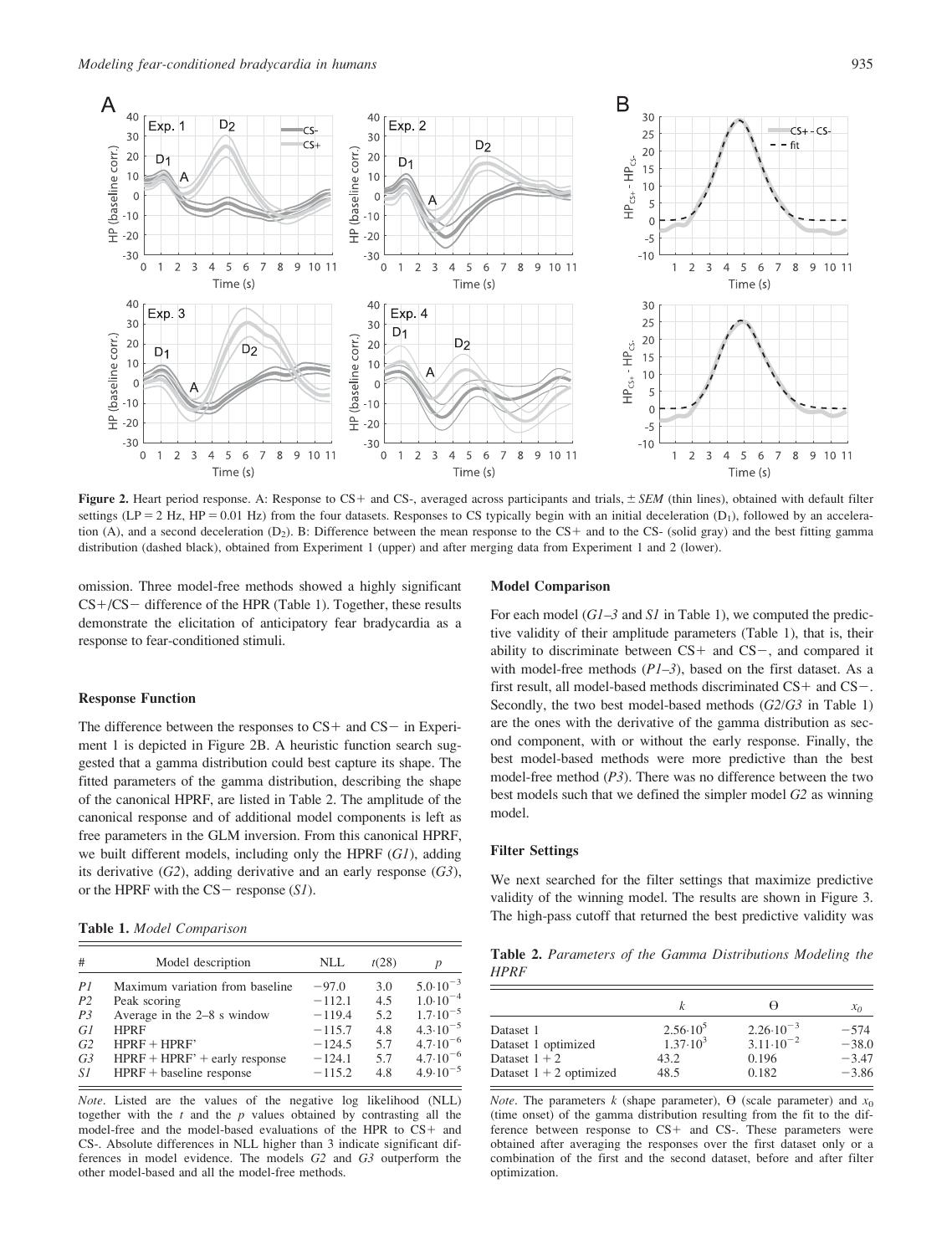**Figure 2.** Heart period response. A: Response to CS+ and CS-, averaged across participants and trials, ± *SEM* (thin lines), obtained with default filter settings (LP = 2 Hz, HP = 0.01 Hz) from the four datasets. Responses to CS typically begin with an initial deceleration ($D_1$), followed by an acceleration (A), and a second deceleration ($D_2$). B: Difference between the mean response to the CS+ and to the CS- (solid gray) and the best fitting gamma distribution (dashed black), obtained from Experiment 1 (upper) and after merging data from Experiment 1 and 2 (lower).

omission. Three model-free methods showed a highly significant CS+/CS− difference of the HPR (Table 1). Together, these results demonstrate the elicitation of anticipatory fear bradycardia as a response to fear-conditioned stimuli.

### Response Function

The difference between the responses to CS+ and CS− in Experiment 1 is depicted in Figure 2B. A heuristic function search suggested that a gamma distribution could best capture its shape. The fitted parameters of the gamma distribution, describing the shape of the canonical HPRF, are listed in Table 2. The amplitude of the canonical response and of additional model components is left as free parameters in the GLM inversion. From this canonical HPRF, we built different models, including only the HPRF (*G1*), adding its derivative (*G2*), adding derivative and an early response (*G3*), or the HPRF with the CS− response (*S1*).

**Table 1.** *Model Comparison*

| # | Model description | NLL | $t(28)$ | $p$ |
|---|---|---|---|---|
| *P1* | Maximum variation from baseline | −97.0 | 3.0 | $5.0 \cdot 10^{-3}$ |
| *P2* | Peak scoring | −112.1 | 4.5 | $1.0 \cdot 10^{-4}$ |
| *P3* | Average in the 2–8 s window | −119.4 | 5.2 | $1.7 \cdot 10^{-5}$ |
| *G1* | HPRF | −115.7 | 4.8 | $4.3 \cdot 10^{-5}$ |
| *G2* | HPRF + HPRF' | −124.5 | 5.7 | $4.7 \cdot 10^{-6}$ |
| *G3* | HPRF + HPRF' + early response | −124.1 | 5.7 | $4.7 \cdot 10^{-6}$ |
| *S1* | HPRF + baseline response | −115.2 | 4.8 | $4.9 \cdot 10^{-5}$ |

*Note*. Listed are the values of the negative log likelihood (NLL) together with the $t$ and the $p$ values obtained by contrasting all the model-free and the model-based evaluations of the HPR to CS+ and CS-. Absolute differences in NLL higher than 3 indicate significant differences in model evidence. The models *G2* and *G3* outperform the other model-based and all the model-free methods.

### Model Comparison

For each model (*G1–3* and *S1* in Table 1), we computed the predictive validity of their amplitude parameters (Table 1), that is, their ability to discriminate between CS+ and CS−, and compared it with model-free methods (*P1–3*), based on the first dataset. As a first result, all model-based methods discriminated CS+ and CS−. Secondly, the two best model-based methods (*G2*/*G3* in Table 1) are the ones with the derivative of the gamma distribution as second component, with or without the early response. Finally, the best model-based methods were more predictive than the best model-free method (*P3*). There was no difference between the two best models such that we defined the simpler model *G2* as winning model.

### Filter Settings

We next searched for the filter settings that maximize predictive validity of the winning model. The results are shown in Figure 3. The high-pass cutoff that returned the best predictive validity was

**Table 2.** *Parameters of the Gamma Distributions Modeling the HPRF*

| | $k$ | $\Theta$ | $x_0$ |
|---|---|---|---|
| Dataset 1 | $2.56 \cdot 10^{5}$ | $2.26 \cdot 10^{-3}$ | −574 |
| Dataset 1 optimized | $1.37 \cdot 10^{3}$ | $3.11 \cdot 10^{-2}$ | −38.0 |
| Dataset 1 + 2 | 43.2 | 0.196 | −3.47 |
| Dataset 1 + 2 optimized | 48.5 | 0.182 | −3.86 |

*Note*. The parameters $k$ (shape parameter), $\Theta$ (scale parameter) and $x_0$ (time onset) of the gamma distribution resulting from the fit to the difference between response to CS+ and CS-. These parameters were obtained after averaging the responses over the first dataset only or a combination of the first and the second dataset, before and after filter optimization.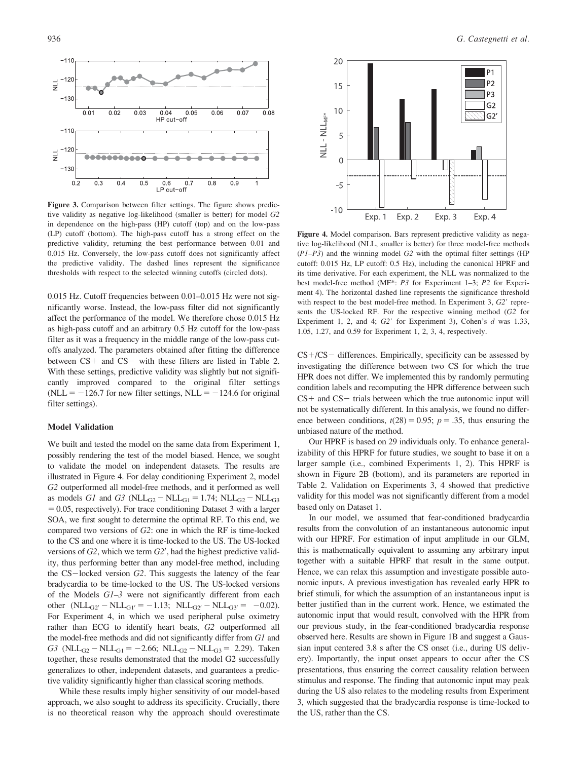**Figure 3.** Comparison between filter settings. The figure shows predictive validity as negative log-likelihood (smaller is better) for model *G2* in dependence on the high-pass (HP) cutoff (top) and on the low-pass (LP) cutoff (bottom). The high-pass cutoff has a strong effect on the predictive validity, returning the best performance between 0.01 and 0.015 Hz. Conversely, the low-pass cutoff does not significantly affect the predictive validity. The dashed lines represent the significance thresholds with respect to the selected winning cutoffs (circled dots).

0.015 Hz. Cutoff frequencies between 0.01–0.015 Hz were not significantly worse. Instead, the low-pass filter did not significantly affect the performance of the model. We therefore chose 0.015 Hz as high-pass cutoff and an arbitrary 0.5 Hz cutoff for the low-pass filter as it was a frequency in the middle range of the low-pass cutoffs analyzed. The parameters obtained after fitting the difference between CS+ and CS− with these filters are listed in Table 2. With these settings, predictive validity was slightly but not significantly improved compared to the original filter settings ($NLL = -126.7$ for new filter settings, $NLL = -124.6$ for original filter settings).

### Model Validation

We built and tested the model on the same data from Experiment 1, possibly rendering the test of the model biased. Hence, we sought to validate the model on independent datasets. The results are illustrated in Figure 4. For delay conditioning Experiment 2, model *G2* outperformed all model-free methods, and it performed as well as models *G1* and *G3* ($NLL_{G2} - NLL_{G1} = 1.74$; $NLL_{G2} - NLL_{G3} = 0.05$, respectively). For trace conditioning Dataset 3 with a larger SOA, we first sought to determine the optimal RF. To this end, we compared two versions of *G2*: one in which the RF is time-locked to the CS and one where it is time-locked to the US. The US-locked versions of *G2*, which we term *G2′*, had the highest predictive validity, thus performing better than any model-free method, including the CS−locked version *G2*. This suggests the latency of the fear bradycardia to be time-locked to the US. The US-locked versions of the Models *G1–3* were not significantly different from each other ($NLL_{G2'} - NLL_{G1'} = -1.13$; $NLL_{G2'} - NLL_{G3'} = -0.02$). For Experiment 4, in which we used peripheral pulse oximetry rather than ECG to identify heart beats, *G2* outperformed all the model-free methods and did not significantly differ from *G1* and *G3* ($NLL_{G2} - NLL_{G1} = -2.66$; $NLL_{G2} - NLL_{G3} = 2.29$). Taken together, these results demonstrated that the model G2 successfully generalizes to other, independent datasets, and guarantees a predictive validity significantly higher than classical scoring methods.

While these results imply higher sensitivity of our model-based approach, we also sought to address its specificity. Crucially, there is no theoretical reason why the approach should overestimate CS+/CS− differences. Empirically, specificity can be assessed by investigating the difference between two CS for which the true HPR does not differ. We implemented this by randomly permuting condition labels and recomputing the HPR difference between such CS+ and CS− trials between which the true autonomic input will not be systematically different. In this analysis, we found no difference between conditions, $t(28) = 0.95$; $p = .35$, thus ensuring the unbiased nature of the method.

**Figure 4.** Model comparison. Bars represent predictive validity as negative log-likelihood (NLL, smaller is better) for three model-free methods (*P1–P3*) and the winning model *G2* with the optimal filter settings (HP cutoff: 0.015 Hz, LP cutoff: 0.5 Hz), including the canonical HPRF and its time derivative. For each experiment, the NLL was normalized to the best model-free method (MF*: *P3* for Experiment 1–3; *P2* for Experiment 4). The horizontal dashed line represents the significance threshold with respect to the best model-free method. In Experiment 3, *G2′* represents the US-locked RF. For the respective winning method (*G2* for Experiment 1, 2, and 4; *G2′* for Experiment 3), Cohen's *d* was 1.33, 1.05, 1.27, and 0.59 for Experiment 1, 2, 3, 4, respectively.

Our HPRF is based on 29 individuals only. To enhance generalizability of this HPRF for future studies, we sought to base it on a larger sample (i.e., combined Experiments 1, 2). This HPRF is shown in Figure 2B (bottom), and its parameters are reported in Table 2. Validation on Experiments 3, 4 showed that predictive validity for this model was not significantly different from a model based only on Dataset 1.

In our model, we assumed that fear-conditioned bradycardia results from the convolution of an instantaneous autonomic input with our HPRF. For estimation of input amplitude in our GLM, this is mathematically equivalent to assuming any arbitrary input together with a suitable HPRF that result in the same output. Hence, we can relax this assumption and investigate possible autonomic inputs. A previous investigation has revealed early HPR to brief stimuli, for which the assumption of an instantaneous input is better justified than in the current work. Hence, we estimated the autonomic input that would result, convolved with the HPR from our previous study, in the fear-conditioned bradycardia response observed here. Results are shown in Figure 1B and suggest a Gaussian input centered 3.8 s after the CS onset (i.e., during US delivery). Importantly, the input onset appears to occur after the CS presentations, thus ensuring the correct causality relation between stimulus and response. The finding that autonomic input may peak during the US also relates to the modeling results from Experiment 3, which suggested that the bradycardia response is time-locked to the US, rather than the CS.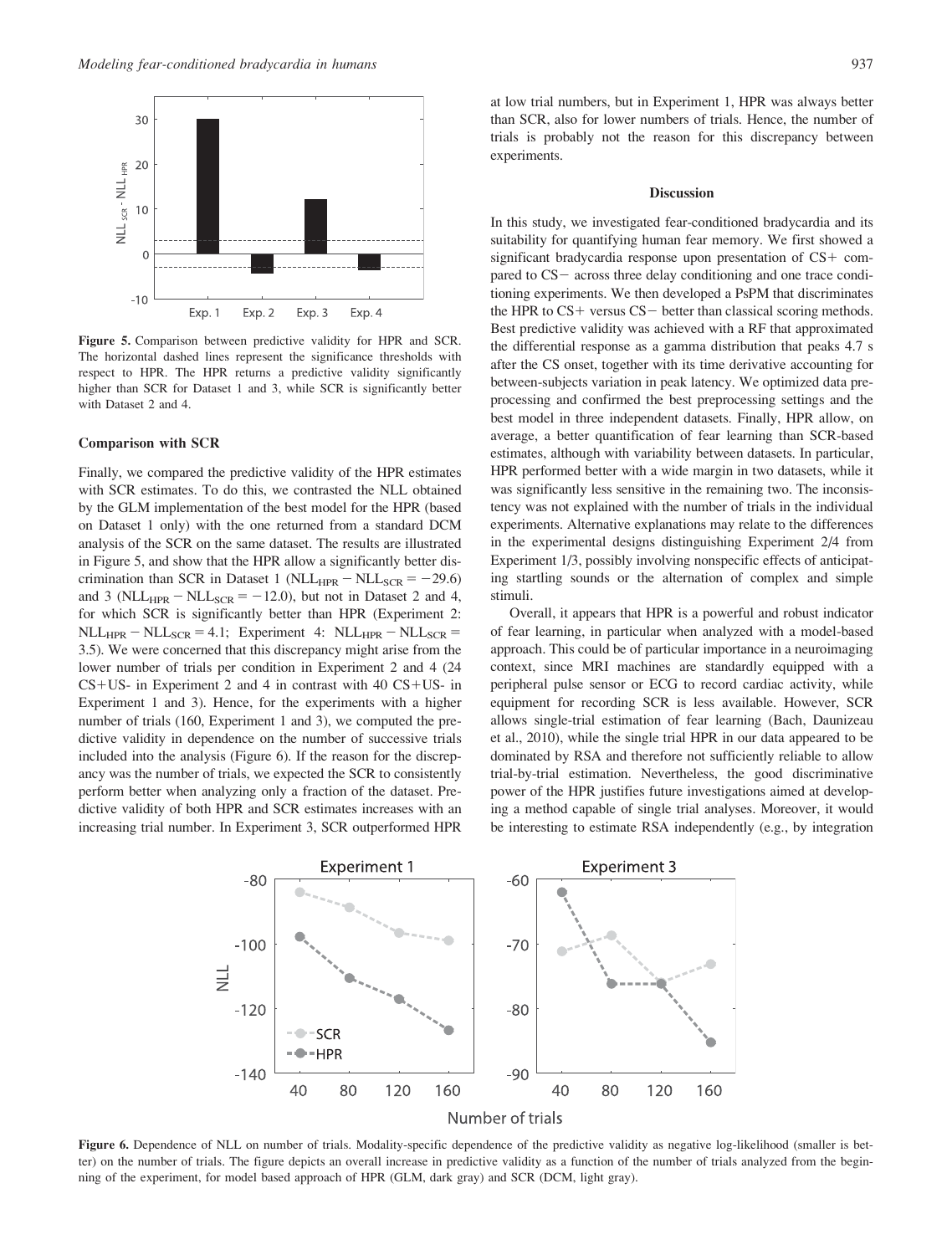Figure 5. Comparison between predictive validity for HPR and SCR. The horizontal dashed lines represent the significance thresholds with respect to HPR. The HPR returns a predictive validity significantly higher than SCR for Dataset 1 and 3, while SCR is significantly better with Dataset 2 and 4.

### Comparison with SCR

Finally, we compared the predictive validity of the HPR estimates with SCR estimates. To do this, we contrasted the NLL obtained by the GLM implementation of the best model for the HPR (based on Dataset 1 only) with the one returned from a standard DCM analysis of the SCR on the same dataset. The results are illustrated in Figure 5, and show that the HPR allow a significantly better discrimination than SCR in Dataset 1 ($NLL_{HPR} - NLL_{SCR} = -29.6$) and 3 ($NLL_{HPR} - NLL_{SCR} = -12.0$), but not in Dataset 2 and 4, for which SCR is significantly better than HPR (Experiment 2: $NLL_{HPR} - NLL_{SCR} = 4.1$; Experiment 4: $NLL_{HPR} - NLL_{SCR} = 3.5$). We were concerned that this discrepancy might arise from the lower number of trials per condition in Experiment 2 and 4 (24 CS+US- in Experiment 2 and 4 in contrast with 40 CS+US- in Experiment 1 and 3). Hence, for the experiments with a higher number of trials (160, Experiment 1 and 3), we computed the predictive validity in dependence on the number of successive trials included into the analysis (Figure 6). If the reason for the discrepancy was the number of trials, we expected the SCR to consistently perform better when analyzing only a fraction of the dataset. Predictive validity of both HPR and SCR estimates increases with an increasing trial number. In Experiment 3, SCR outperformed HPR at low trial numbers, but in Experiment 1, HPR was always better than SCR, also for lower numbers of trials. Hence, the number of trials is probably not the reason for this discrepancy between experiments.

## Discussion

In this study, we investigated fear-conditioned bradycardia and its suitability for quantifying human fear memory. We first showed a significant bradycardia response upon presentation of CS+ compared to CS− across three delay conditioning and one trace conditioning experiments. We then developed a PsPM that discriminates the HPR to CS+ versus CS− better than classical scoring methods. Best predictive validity was achieved with a RF that approximated the differential response as a gamma distribution that peaks 4.7 s after the CS onset, together with its time derivative accounting for between-subjects variation in peak latency. We optimized data preprocessing and confirmed the best preprocessing settings and the best model in three independent datasets. Finally, HPR allow, on average, a better quantification of fear learning than SCR-based estimates, although with variability between datasets. In particular, HPR performed better with a wide margin in two datasets, while it was significantly less sensitive in the remaining two. The inconsistency was not explained with the number of trials in the individual experiments. Alternative explanations may relate to the differences in the experimental designs distinguishing Experiment 2/4 from Experiment 1/3, possibly involving nonspecific effects of anticipating startling sounds or the alternation of complex and simple stimuli.

Overall, it appears that HPR is a powerful and robust indicator of fear learning, in particular when analyzed with a model-based approach. This could be of particular importance in a neuroimaging context, since MRI machines are standardly equipped with a peripheral pulse sensor or ECG to record cardiac activity, while equipment for recording SCR is less available. However, SCR allows single-trial estimation of fear learning (Bach, Daunizeau et al., 2010), while the single trial HPR in our data appeared to be dominated by RSA and therefore not sufficiently reliable to allow trial-by-trial estimation. Nevertheless, the good discriminative power of the HPR justifies future investigations aimed at developing a method capable of single trial analyses. Moreover, it would be interesting to estimate RSA independently (e.g., by integration

Figure 6. Dependence of NLL on number of trials. Modality-specific dependence of the predictive validity as negative log-likelihood (smaller is better) on the number of trials. The figure depicts an overall increase in predictive validity as a function of the number of trials analyzed from the beginning of the experiment, for model based approach of HPR (GLM, dark gray) and SCR (DCM, light gray).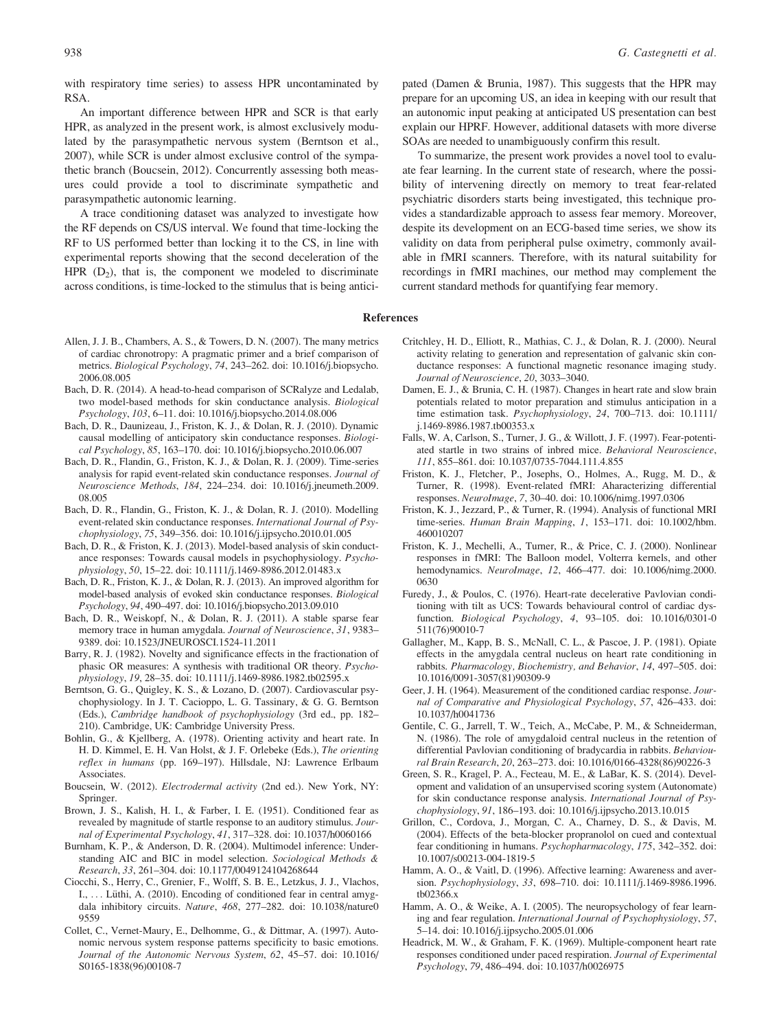with respiratory time series) to assess HPR uncontaminated by RSA.

An important difference between HPR and SCR is that early HPR, as analyzed in the present work, is almost exclusively modulated by the parasympathetic nervous system (Berntson et al., 2007), while SCR is under almost exclusive control of the sympathetic branch (Boucsein, 2012). Concurrently assessing both measures could provide a tool to discriminate sympathetic and parasympathetic autonomic learning.

A trace conditioning dataset was analyzed to investigate how the RF depends on CS/US interval. We found that time-locking the RF to US performed better than locking it to the CS, in line with experimental reports showing that the second deceleration of the HPR ($D_2$), that is, the component we modeled to discriminate across conditions, is time-locked to the stimulus that is being anticipated (Damen & Brunia, 1987). This suggests that the HPR may prepare for an upcoming US, an idea in keeping with our result that an autonomic input peaking at anticipated US presentation can best explain our HPRF. However, additional datasets with more diverse SOAs are needed to unambiguously confirm this result.

To summarize, the present work provides a novel tool to evaluate fear learning. In the current state of research, where the possibility of intervening directly on memory to treat fear-related psychiatric disorders starts being investigated, this technique provides a standardizable approach to assess fear memory. Moreover, despite its development on an ECG-based time series, we show its validity on data from peripheral pulse oximetry, commonly available in fMRI scanners. Therefore, with its natural suitability for recordings in fMRI machines, our method may complement the current standard methods for quantifying fear memory.

## References

Allen, J. J. B., Chambers, A. S., & Towers, D. N. (2007). The many metrics of cardiac chronotropy: A pragmatic primer and a brief comparison of metrics. *Biological Psychology*, *74*, 243–262. doi: 10.1016/j.biopsycho.2006.08.005

Bach, D. R. (2014). A head-to-head comparison of SCRalyze and Ledalab, two model-based methods for skin conductance analysis. *Biological Psychology*, *103*, 6–11. doi: 10.1016/j.biopsycho.2014.08.006

Bach, D. R., Daunizeau, J., Friston, K. J., & Dolan, R. J. (2010). Dynamic causal modelling of anticipatory skin conductance responses. *Biological Psychology*, *85*, 163–170. doi: 10.1016/j.biopsycho.2010.06.007

Bach, D. R., Flandin, G., Friston, K. J., & Dolan, R. J. (2009). Time-series analysis for rapid event-related skin conductance responses. *Journal of Neuroscience Methods*, *184*, 224–234. doi: 10.1016/j.jneumeth.2009.08.005

Bach, D. R., Flandin, G., Friston, K. J., & Dolan, R. J. (2010). Modelling event-related skin conductance responses. *International Journal of Psychophysiology*, *75*, 349–356. doi: 10.1016/j.ijpsycho.2010.01.005

Bach, D. R., & Friston, K. J. (2013). Model-based analysis of skin conductance responses: Towards causal models in psychophysiology. *Psychophysiology*, *50*, 15–22. doi: 10.1111/j.1469-8986.2012.01483.x

Bach, D. R., Friston, K. J., & Dolan, R. J. (2013). An improved algorithm for model-based analysis of evoked skin conductance responses. *Biological Psychology*, *94*, 490–497. doi: 10.1016/j.biopsycho.2013.09.010

Bach, D. R., Weiskopf, N., & Dolan, R. J. (2011). A stable sparse fear memory trace in human amygdala. *Journal of Neuroscience*, *31*, 9383–9389. doi: 10.1523/JNEUROSCI.1524-11.2011

Barry, R. J. (1982). Novelty and significance effects in the fractionation of phasic OR measures: A synthesis with traditional OR theory. *Psychophysiology*, *19*, 28–35. doi: 10.1111/j.1469-8986.1982.tb02595.x

Berntson, G. G., Quigley, K. S., & Lozano, D. (2007). Cardiovascular psychophysiology. In J. T. Cacioppo, L. G. Tassinary, & G. G. Berntson (Eds.), *Cambridge handbook of psychophysiology* (3rd ed., pp. 182–210). Cambridge, UK: Cambridge University Press.

Bohlin, G., & Kjellberg, A. (1978). Orienting activity and heart rate. In H. D. Kimmel, E. H. Van Holst, & J. F. Orlebeke (Eds.), *The orienting reflex in humans* (pp. 169–197). Hillsdale, NJ: Lawrence Erlbaum Associates.

Boucsein, W. (2012). *Electrodermal activity* (2nd ed.). New York, NY: Springer.

Brown, J. S., Kalish, H. I., & Farber, I. E. (1951). Conditioned fear as revealed by magnitude of startle response to an auditory stimulus. *Journal of Experimental Psychology*, *41*, 317–328. doi: 10.1037/h0060166

Burnham, K. P., & Anderson, D. R. (2004). Multimodel inference: Understanding AIC and BIC in model selection. *Sociological Methods & Research*, *33*, 261–304. doi: 10.1177/0049124104268644

Ciocchi, S., Herry, C., Grenier, F., Wolff, S. B. E., Letzkus, J. J., Vlachos, I., . . . Lüthi, A. (2010). Encoding of conditioned fear in central amygdala inhibitory circuits. *Nature*, *468*, 277–282. doi: 10.1038/nature09559

Collet, C., Vernet-Maury, E., Delhomme, G., & Dittmar, A. (1997). Autonomic nervous system response patterns specificity to basic emotions. *Journal of the Autonomic Nervous System*, *62*, 45–57. doi: 10.1016/S0165-1838(96)00108-7

Critchley, H. D., Elliott, R., Mathias, C. J., & Dolan, R. J. (2000). Neural activity relating to generation and representation of galvanic skin conductance responses: A functional magnetic resonance imaging study. *Journal of Neuroscience*, *20*, 3033–3040.

Damen, E. J., & Brunia, C. H. (1987). Changes in heart rate and slow brain potentials related to motor preparation and stimulus anticipation in a time estimation task. *Psychophysiology*, *24*, 700–713. doi: 10.1111/j.1469-8986.1987.tb00353.x

Falls, W. A, Carlson, S., Turner, J. G., & Willott, J. F. (1997). Fear-potentiated startle in two strains of inbred mice. *Behavioral Neuroscience*, *111*, 855–861. doi: 10.1037/0735-7044.111.4.855

Friston, K. J., Fletcher, P., Josephs, O., Holmes, A., Rugg, M. D., & Turner, R. (1998). Event-related fMRI: Aharacterizing differential responses. *NeuroImage*, *7*, 30–40. doi: 10.1006/nimg.1997.0306

Friston, K. J., Jezzard, P., & Turner, R. (1994). Analysis of functional MRI time-series. *Human Brain Mapping*, *1*, 153–171. doi: 10.1002/hbm.460010207

Friston, K. J., Mechelli, A., Turner, R., & Price, C. J. (2000). Nonlinear responses in fMRI: The Balloon model, Volterra kernels, and other hemodynamics. *NeuroImage*, *12*, 466–477. doi: 10.1006/nimg.2000.0630

Furedy, J., & Poulos, C. (1976). Heart-rate decelerative Pavlovian conditioning with tilt as UCS: Towards behavioural control of cardiac dysfunction. *Biological Psychology*, *4*, 93–105. doi: 10.1016/0301-0511(76)90010-7

Gallagher, M., Kapp, B. S., McNall, C. L., & Pascoe, J. P. (1981). Opiate effects in the amygdala central nucleus on heart rate conditioning in rabbits. *Pharmacology, Biochemistry, and Behavior*, *14*, 497–505. doi: 10.1016/0091-3057(81)90309-9

Geer, J. H. (1964). Measurement of the conditioned cardiac response. *Journal of Comparative and Physiological Psychology*, *57*, 426–433. doi: 10.1037/h0041736

Gentile, C. G., Jarrell, T. W., Teich, A., McCabe, P. M., & Schneiderman, N. (1986). The role of amygdaloid central nucleus in the retention of differential Pavlovian conditioning of bradycardia in rabbits. *Behavioural Brain Research*, *20*, 263–273. doi: 10.1016/0166-4328(86)90226-3

Green, S. R., Kragel, P. A., Fecteau, M. E., & LaBar, K. S. (2014). Development and validation of an unsupervised scoring system (Autonomate) for skin conductance response analysis. *International Journal of Psychophysiology*, *91*, 186–193. doi: 10.1016/j.ijpsycho.2013.10.015

Grillon, C., Cordova, J., Morgan, C. A., Charney, D. S., & Davis, M. (2004). Effects of the beta-blocker propranolol on cued and contextual fear conditioning in humans. *Psychopharmacology*, *175*, 342–352. doi: 10.1007/s00213-004-1819-5

Hamm, A. O., & Vaitl, D. (1996). Affective learning: Awareness and aversion. *Psychophysiology*, *33*, 698–710. doi: 10.1111/j.1469-8986.1996.tb02366.x

Hamm, A. O., & Weike, A. I. (2005). The neuropsychology of fear learning and fear regulation. *International Journal of Psychophysiology*, *57*, 5–14. doi: 10.1016/j.ijpsycho.2005.01.006

Headrick, M. W., & Graham, F. K. (1969). Multiple-component heart rate responses conditioned under paced respiration. *Journal of Experimental Psychology*, *79*, 486–494. doi: 10.1037/h0026975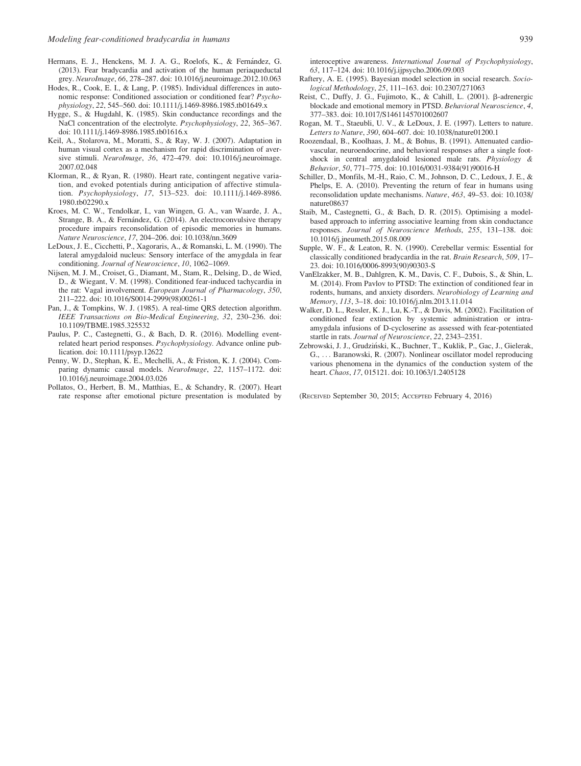Hermans, E. J., Henckens, M. J. A. G., Roelofs, K., & Fernández, G. (2013). Fear bradycardia and activation of the human periaqueductal grey. *NeuroImage*, *66*, 278–287. doi: 10.1016/j.neuroimage.2012.10.063

Hodes, R., Cook, E. I., & Lang, P. (1985). Individual differences in autonomic response: Conditioned association or conditioned fear? *Psychophysiology*, *22*, 545–560. doi: 10.1111/j.1469-8986.1985.tb01649.x

Hygge, S., & Hugdahl, K. (1985). Skin conductance recordings and the NaCl concentration of the electrolyte. *Psychophysiology*, *22*, 365–367. doi: 10.1111/j.1469-8986.1985.tb01616.x

Keil, A., Stolarova, M., Moratti, S., & Ray, W. J. (2007). Adaptation in human visual cortex as a mechanism for rapid discrimination of aversive stimuli. *NeuroImage*, *36*, 472–479. doi: 10.1016/j.neuroimage.2007.02.048

Klorman, R., & Ryan, R. (1980). Heart rate, contingent negative variation, and evoked potentials during anticipation of affective stimulation. *Psychophysiology*, *17*, 513–523. doi: 10.1111/j.1469-8986.1980.tb02290.x

Kroes, M. C. W., Tendolkar, I., van Wingen, G. A., van Waarde, J. A., Strange, B. A., & Fernández, G. (2014). An electroconvulsive therapy procedure impairs reconsolidation of episodic memories in humans. *Nature Neuroscience*, *17*, 204–206. doi: 10.1038/nn.3609

LeDoux, J. E., Cicchetti, P., Xagoraris, A., & Romanski, L. M. (1990). The lateral amygdaloid nucleus: Sensory interface of the amygdala in fear conditioning. *Journal of Neuroscience*, *10*, 1062–1069.

Nijsen, M. J. M., Croiset, G., Diamant, M., Stam, R., Delsing, D., de Wied, D., & Wiegant, V. M. (1998). Conditioned fear-induced tachycardia in the rat: Vagal involvement. *European Journal of Pharmacology*, *350*, 211–222. doi: 10.1016/S0014-2999(98)00261-1

Pan, J., & Tompkins, W. J. (1985). A real-time QRS detection algorithm. *IEEE Transactions on Bio-Medical Engineering*, *32*, 230–236. doi: 10.1109/TBME.1985.325532

Paulus, P. C., Castegnetti, G., & Bach, D. R. (2016). Modelling event-related heart period responses. *Psychophysiology.* Advance online publication. doi: 10.1111/psyp.12622

Penny, W. D., Stephan, K. E., Mechelli, A., & Friston, K. J. (2004). Comparing dynamic causal models. *NeuroImage*, *22*, 1157–1172. doi: 10.1016/j.neuroimage.2004.03.026

Pollatos, O., Herbert, B. M., Matthias, E., & Schandry, R. (2007). Heart rate response after emotional picture presentation is modulated by interoceptive awareness. *International Journal of Psychophysiology*, *63*, 117–124. doi: 10.1016/j.ijpsycho.2006.09.003

Raftery, A. E. (1995). Bayesian model selection in social research. *Sociological Methodology*, *25*, 111–163. doi: 10.2307/271063

Reist, C., Duffy, J. G., Fujimoto, K., & Cahill, L. (2001). β-adrenergic blockade and emotional memory in PTSD. *Behavioral Neuroscience*, *4*, 377–383. doi: 10.1017/S1461145701002607

Rogan, M. T., Staeubli, U. V., & LeDoux, J. E. (1997). Letters to nature. *Letters to Nature*, *390*, 604–607. doi: 10.1038/nature01200.1

Roozendaal, B., Koolhaas, J. M., & Bohus, B. (1991). Attenuated cardiovascular, neuroendocrine, and behavioral responses after a single footshock in central amygdaloid lesioned male rats. *Physiology & Behavior*, *50*, 771–775. doi: 10.1016/0031-9384(91)90016-H

Schiller, D., Monfils, M.-H., Raio, C. M., Johnson, D. C., Ledoux, J. E., & Phelps, E. A. (2010). Preventing the return of fear in humans using reconsolidation update mechanisms. *Nature*, *463*, 49–53. doi: 10.1038/nature08637

Staib, M., Castegnetti, G., & Bach, D. R. (2015). Optimising a model-based approach to inferring associative learning from skin conductance responses. *Journal of Neuroscience Methods*, *255*, 131–138. doi: 10.1016/j.jneumeth.2015.08.009

Supple, W. F., & Leaton, R. N. (1990). Cerebellar vermis: Essential for classically conditioned bradycardia in the rat. *Brain Research*, *509*, 17–23. doi: 10.1016/0006-8993(90)90303-S

VanElzakker, M. B., Dahlgren, K. M., Davis, C. F., Dubois, S., & Shin, L. M. (2014). From Pavlov to PTSD: The extinction of conditioned fear in rodents, humans, and anxiety disorders. *Neurobiology of Learning and Memory*, *113*, 3–18. doi: 10.1016/j.nlm.2013.11.014

Walker, D. L., Ressler, K. J., Lu, K.-T., & Davis, M. (2002). Facilitation of conditioned fear extinction by systemic administration or intra-amygdala infusions of D-cycloserine as assessed with fear-potentiated startle in rats. *Journal of Neuroscience*, *22*, 2343–2351.

Zebrowski, J. J., Grudziński, K., Buchner, T., Kuklik, P., Gac, J., Gielerak, G., . . . Baranowski, R. (2007). Nonlinear oscillator model reproducing various phenomena in the dynamics of the conduction system of the heart. *Chaos*, *17*, 015121. doi: 10.1063/1.2405128

(Received September 30, 2015; Accepted February 4, 2016)